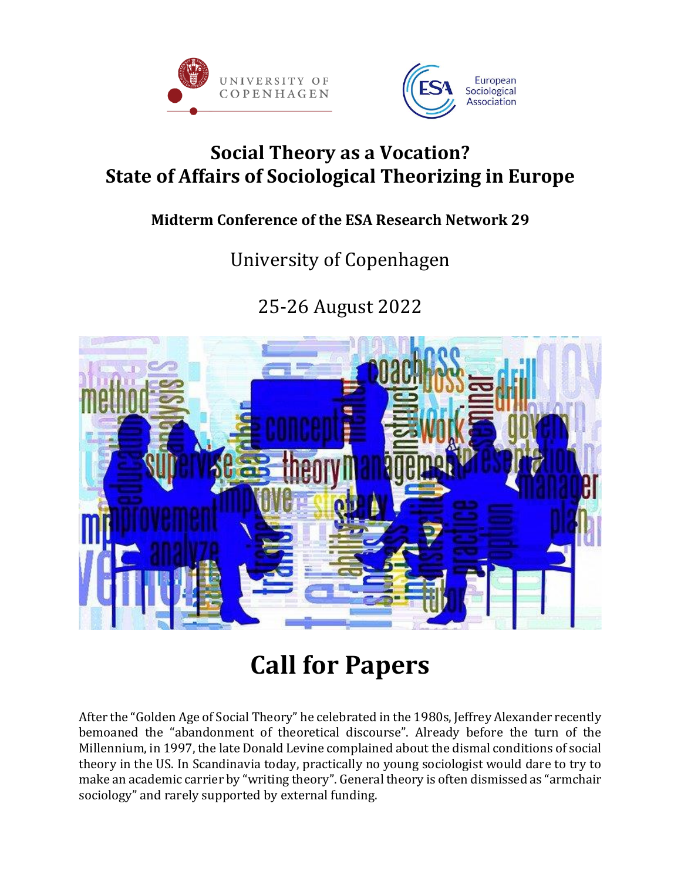# Social Theory as a Vocation?
# State of Affairs of Sociological Theorizing in Europe

**Midterm Conference of the ESA Research Network 29**

University of Copenhagen

25-26 August 2022

# Call for Papers

After the "Golden Age of Social Theory" he celebrated in the 1980s, Jeffrey Alexander recently bemoaned the "abandonment of theoretical discourse". Already before the turn of the Millennium, in 1997, the late Donald Levine complained about the dismal conditions of social theory in the US. In Scandinavia today, practically no young sociologist would dare to try to make an academic carrier by "writing theory". General theory is often dismissed as "armchair sociology" and rarely supported by external funding.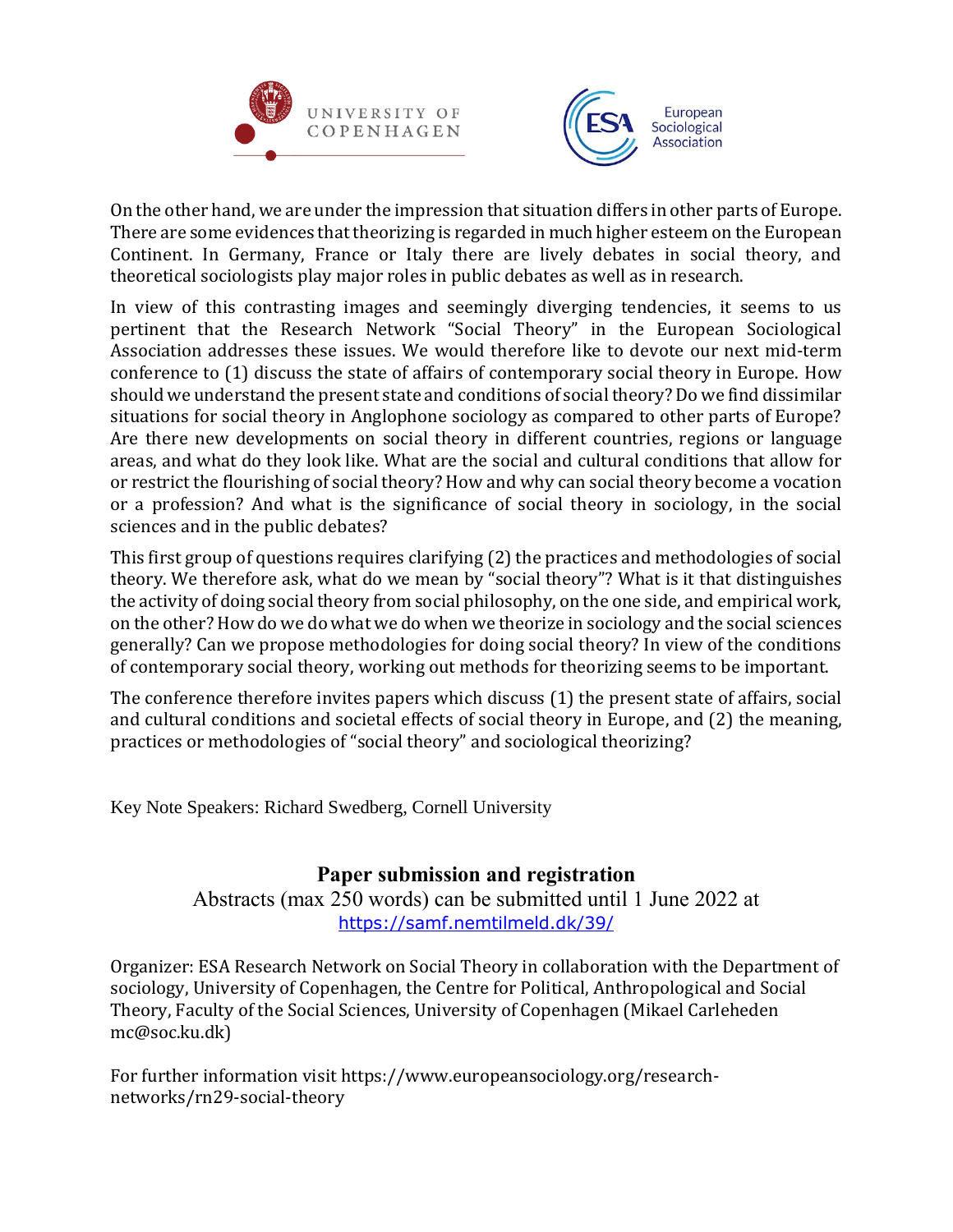On the other hand, we are under the impression that situation differs in other parts of Europe. There are some evidences that theorizing is regarded in much higher esteem on the European Continent. In Germany, France or Italy there are lively debates in social theory, and theoretical sociologists play major roles in public debates as well as in research.

In view of this contrasting images and seemingly diverging tendencies, it seems to us pertinent that the Research Network "Social Theory" in the European Sociological Association addresses these issues. We would therefore like to devote our next mid-term conference to (1) discuss the state of affairs of contemporary social theory in Europe. How should we understand the present state and conditions of social theory? Do we find dissimilar situations for social theory in Anglophone sociology as compared to other parts of Europe? Are there new developments on social theory in different countries, regions or language areas, and what do they look like. What are the social and cultural conditions that allow for or restrict the flourishing of social theory? How and why can social theory become a vocation or a profession? And what is the significance of social theory in sociology, in the social sciences and in the public debates?

This first group of questions requires clarifying (2) the practices and methodologies of social theory. We therefore ask, what do we mean by "social theory"? What is it that distinguishes the activity of doing social theory from social philosophy, on the one side, and empirical work, on the other? How do we do what we do when we theorize in sociology and the social sciences generally? Can we propose methodologies for doing social theory? In view of the conditions of contemporary social theory, working out methods for theorizing seems to be important.

The conference therefore invites papers which discuss (1) the present state of affairs, social and cultural conditions and societal effects of social theory in Europe, and (2) the meaning, practices or methodologies of "social theory" and sociological theorizing?

Key Note Speakers: Richard Swedberg, Cornell University

## Paper submission and registration

Abstracts (max 250 words) can be submitted until 1 June 2022 at
https://samf.nemtilmeld.dk/39/

Organizer: ESA Research Network on Social Theory in collaboration with the Department of sociology, University of Copenhagen, the Centre for Political, Anthropological and Social Theory, Faculty of the Social Sciences, University of Copenhagen (Mikael Carleheden mc@soc.ku.dk)

For further information visit https://www.europeansociology.org/research-networks/rn29-social-theory